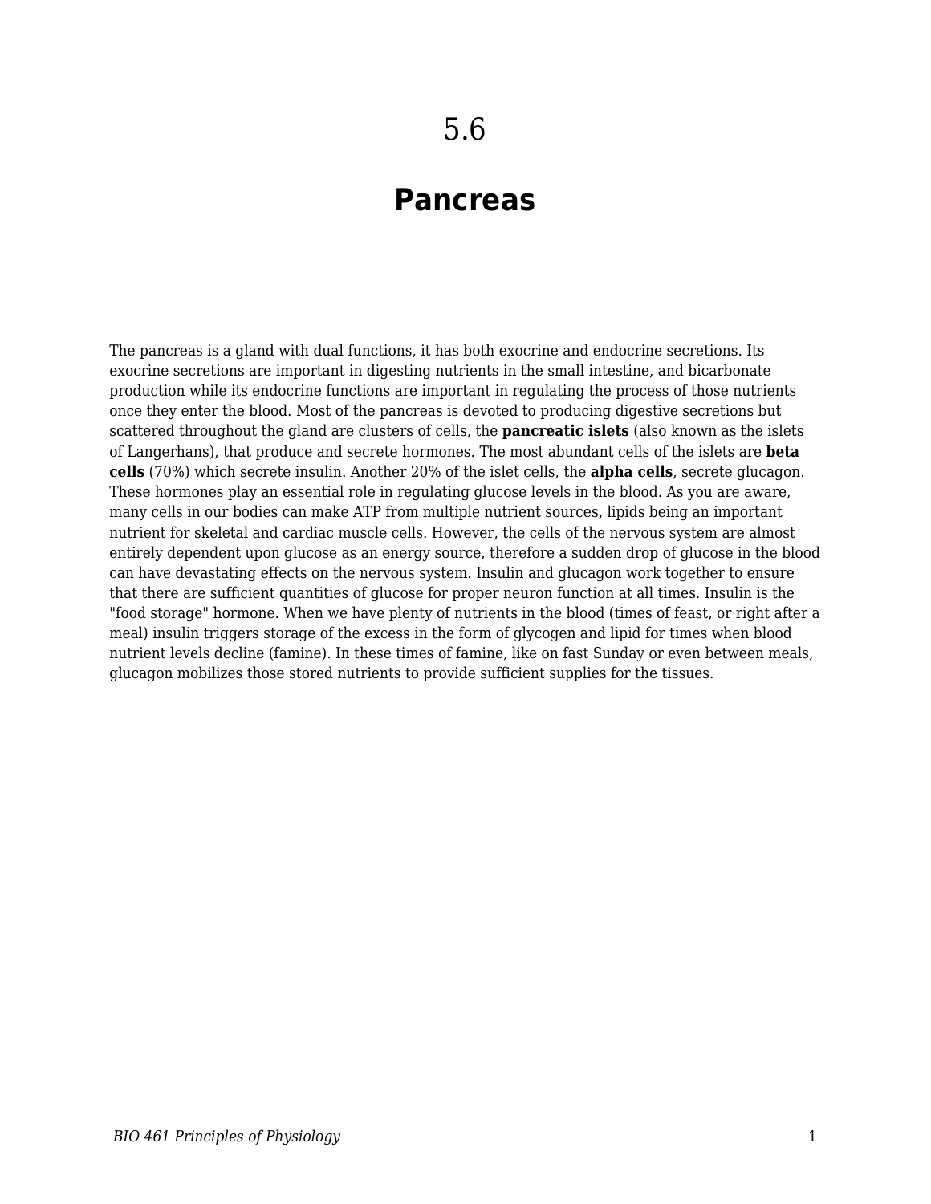# 5.6

# Pancreas

The pancreas is a gland with dual functions, it has both exocrine and endocrine secretions. Its exocrine secretions are important in digesting nutrients in the small intestine, and bicarbonate production while its endocrine functions are important in regulating the process of those nutrients once they enter the blood. Most of the pancreas is devoted to producing digestive secretions but scattered throughout the gland are clusters of cells, the **pancreatic islets** (also known as the islets of Langerhans), that produce and secrete hormones. The most abundant cells of the islets are **beta cells** (70%) which secrete insulin. Another 20% of the islet cells, the **alpha cells**, secrete glucagon. These hormones play an essential role in regulating glucose levels in the blood. As you are aware, many cells in our bodies can make ATP from multiple nutrient sources, lipids being an important nutrient for skeletal and cardiac muscle cells. However, the cells of the nervous system are almost entirely dependent upon glucose as an energy source, therefore a sudden drop of glucose in the blood can have devastating effects on the nervous system. Insulin and glucagon work together to ensure that there are sufficient quantities of glucose for proper neuron function at all times. Insulin is the "food storage" hormone. When we have plenty of nutrients in the blood (times of feast, or right after a meal) insulin triggers storage of the excess in the form of glycogen and lipid for times when blood nutrient levels decline (famine). In these times of famine, like on fast Sunday or even between meals, glucagon mobilizes those stored nutrients to provide sufficient supplies for the tissues.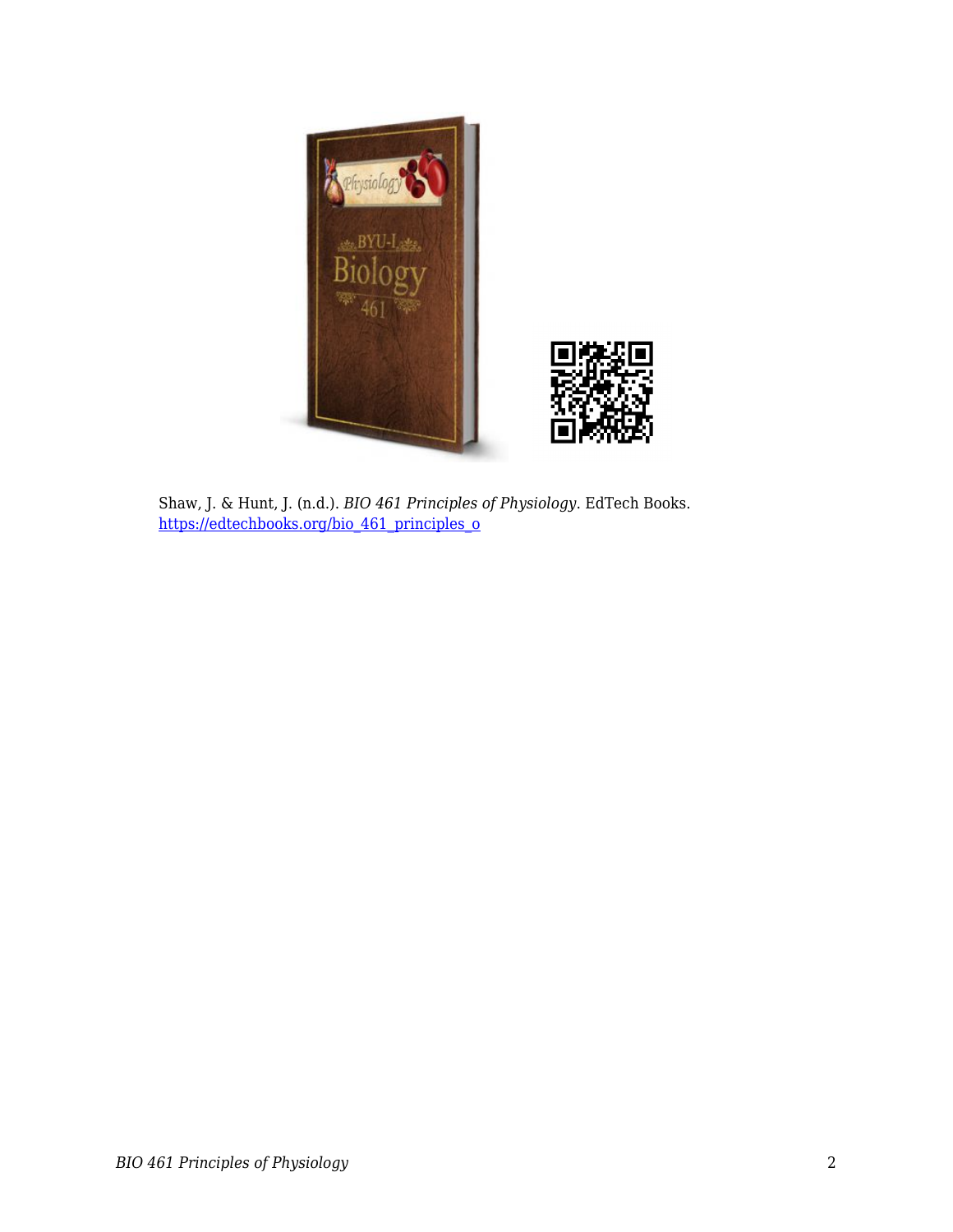Shaw, J. & Hunt, J. (n.d.). *BIO 461 Principles of Physiology*. EdTech Books. [https://edtechbooks.org/bio_461_principles_o](https://edtechbooks.org/bio_461_principles_o)